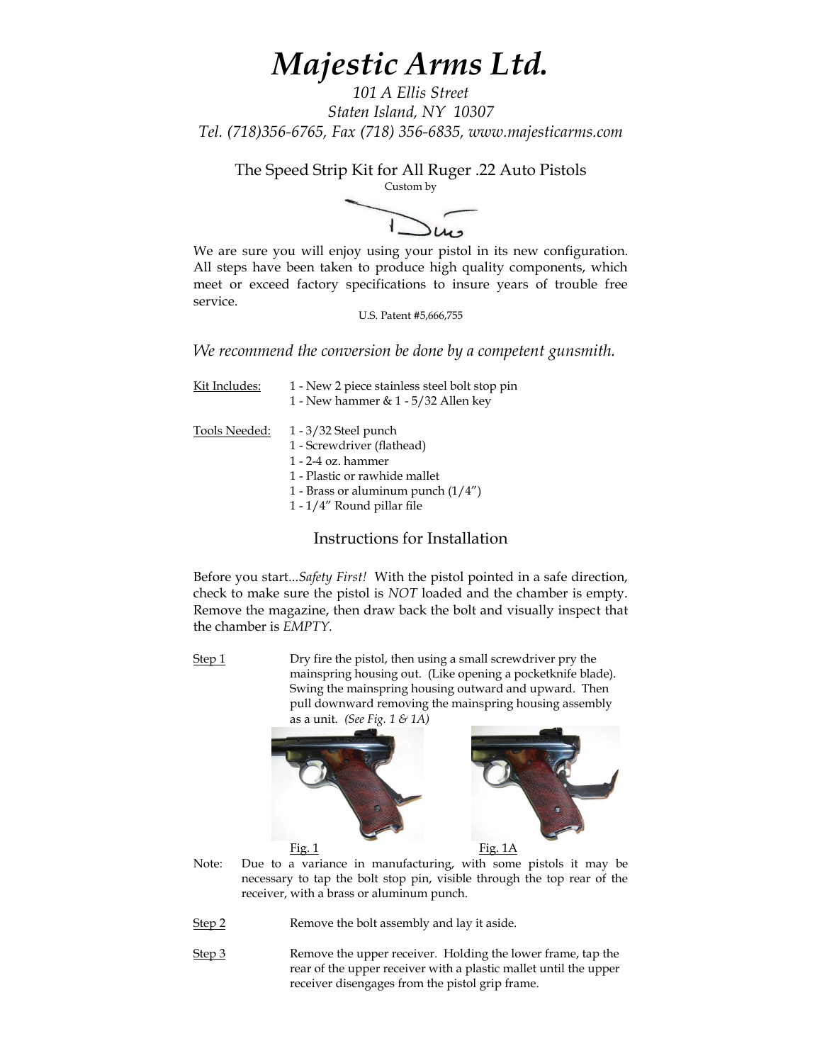# *Majestic Arms Ltd.*

*101 A Ellis Street*
*Staten Island, NY 10307*
*Tel. (718)356-6765, Fax (718) 356-6835, www.majesticarms.com*

## The Speed Strip Kit for All Ruger .22 Auto Pistols

Custom by

We are sure you will enjoy using your pistol in its new configuration. All steps have been taken to produce high quality components, which meet or exceed factory specifications to insure years of trouble free service.

U.S. Patent #5,666,755

*We recommend the conversion be done by a competent gunsmith.*

Kit Includes:
- 1 - New 2 piece stainless steel bolt stop pin
- 1 - New hammer & 1 - 5/32 Allen key

Tools Needed:
- 1 - 3/32 Steel punch
- 1 - Screwdriver (flathead)
- 1 - 2-4 oz. hammer
- 1 - Plastic or rawhide mallet
- 1 - Brass or aluminum punch (1/4")
- 1 - 1/4" Round pillar file

## Instructions for Installation

Before you start...*Safety First!* With the pistol pointed in a safe direction, check to make sure the pistol is *NOT* loaded and the chamber is empty. Remove the magazine, then draw back the bolt and visually inspect that the chamber is *EMPTY.*

Step 1 — Dry fire the pistol, then using a small screwdriver pry the mainspring housing out. (Like opening a pocketknife blade). Swing the mainspring housing outward and upward. Then pull downward removing the mainspring housing assembly as a unit. *(See Fig. 1 & 1A)*

Fig. 1

Fig. 1A

Note: Due to a variance in manufacturing, with some pistols it may be necessary to tap the bolt stop pin, visible through the top rear of the receiver, with a brass or aluminum punch.

Step 2 — Remove the bolt assembly and lay it aside.

Step 3 — Remove the upper receiver. Holding the lower frame, tap the rear of the upper receiver with a plastic mallet until the upper receiver disengages from the pistol grip frame.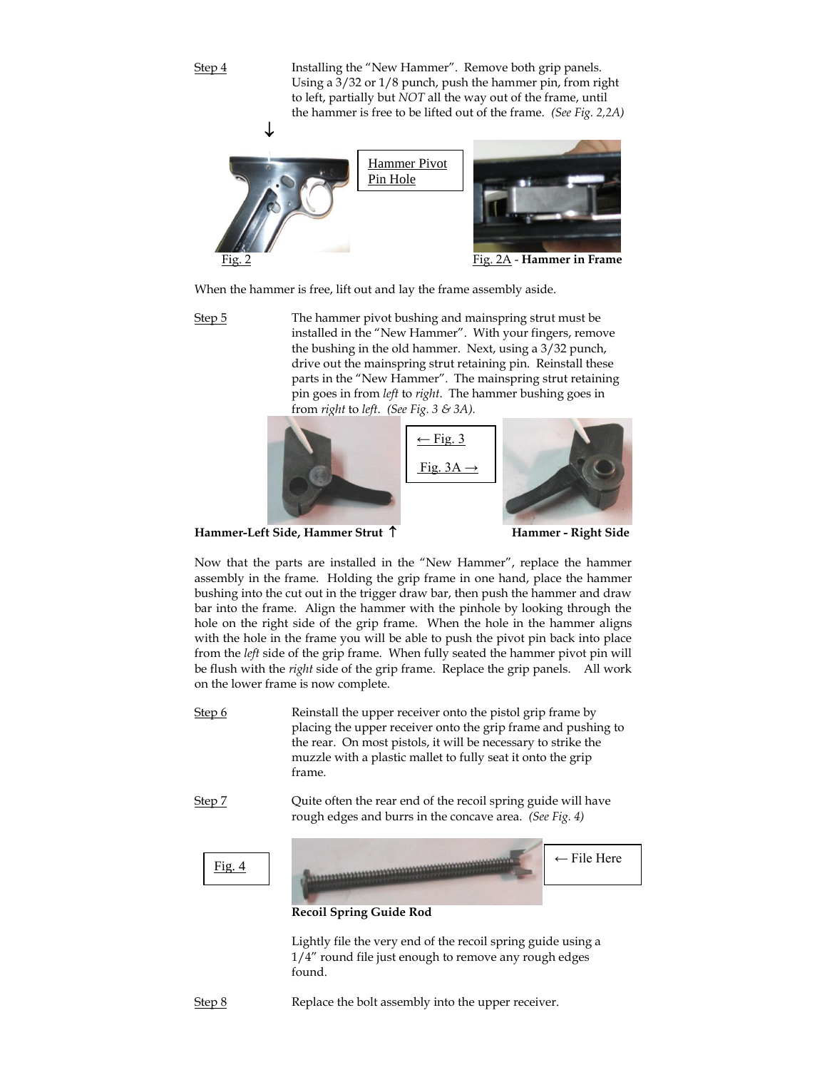Step 4 — Installing the "New Hammer". Remove both grip panels. Using a 3/32 or 1/8 punch, push the hammer pin, from right to left, partially but *NOT* all the way out of the frame, until the hammer is free to be lifted out of the frame. *(See Fig. 2,2A)*

↓

Hammer Pivot Pin Hole

Fig. 2

Fig. 2A - **Hammer in Frame**

When the hammer is free, lift out and lay the frame assembly aside.

Step 5 — The hammer pivot bushing and mainspring strut must be installed in the "New Hammer". With your fingers, remove the bushing in the old hammer. Next, using a 3/32 punch, drive out the mainspring strut retaining pin. Reinstall these parts in the "New Hammer". The mainspring strut retaining pin goes in from *left* to *right*. The hammer bushing goes in from *right* to *left*. *(See Fig. 3 & 3A).*

← Fig. 3

Fig. 3A →

**Hammer-Left Side, Hammer Strut** ↑

**Hammer - Right Side**

Now that the parts are installed in the "New Hammer", replace the hammer assembly in the frame. Holding the grip frame in one hand, place the hammer bushing into the cut out in the trigger draw bar, then push the hammer and draw bar into the frame. Align the hammer with the pinhole by looking through the hole on the right side of the grip frame. When the hole in the hammer aligns with the hole in the frame you will be able to push the pivot pin back into place from the *left* side of the grip frame. When fully seated the hammer pivot pin will be flush with the *right* side of the grip frame. Replace the grip panels. All work on the lower frame is now complete.

Step 6 — Reinstall the upper receiver onto the pistol grip frame by placing the upper receiver onto the grip frame and pushing to the rear. On most pistols, it will be necessary to strike the muzzle with a plastic mallet to fully seat it onto the grip frame.

Step 7 — Quite often the rear end of the recoil spring guide will have rough edges and burrs in the concave area. *(See Fig. 4)*

Fig. 4

← File Here

**Recoil Spring Guide Rod**

Lightly file the very end of the recoil spring guide using a 1/4" round file just enough to remove any rough edges found.

Step 8 — Replace the bolt assembly into the upper receiver.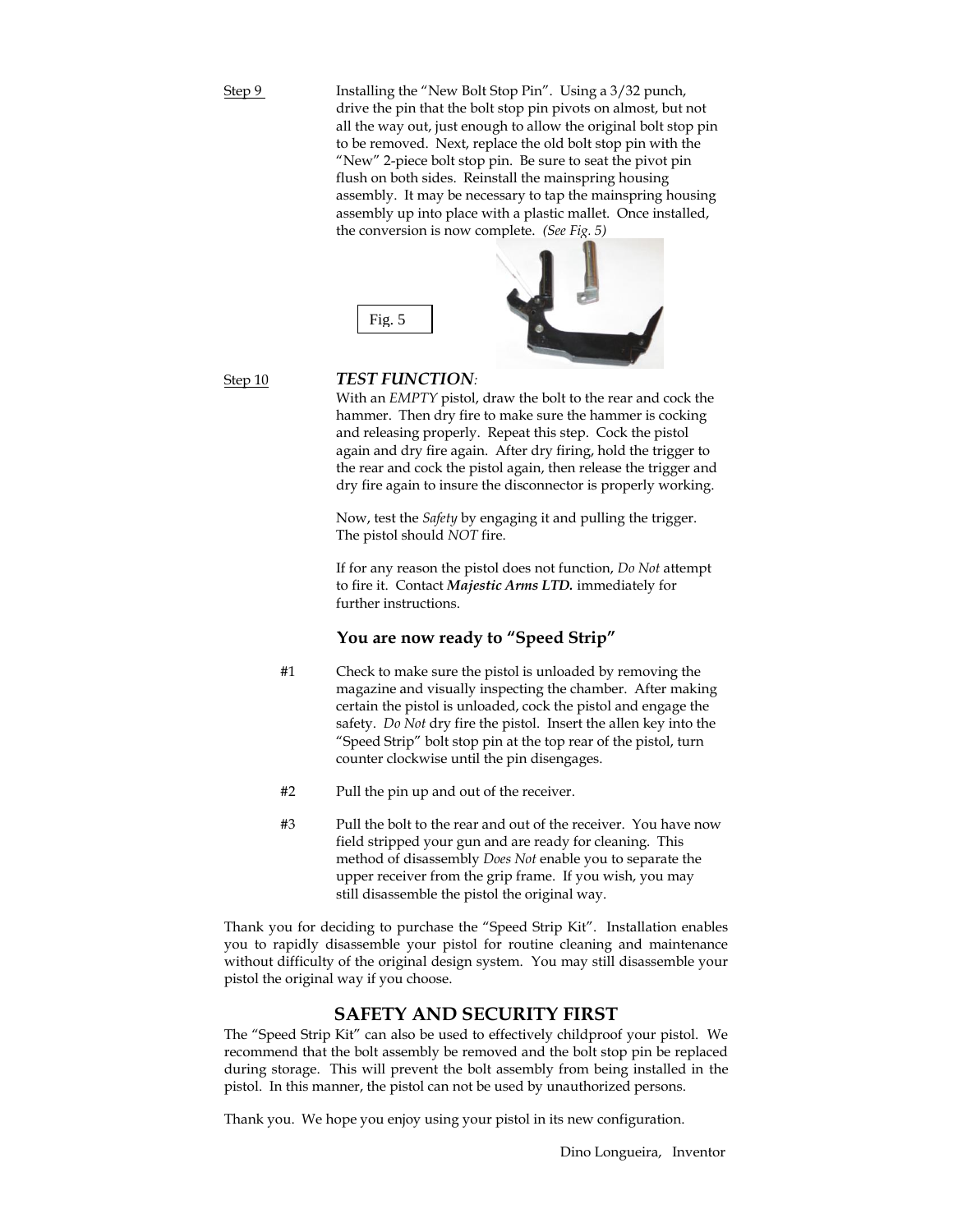Step 9 Installing the "New Bolt Stop Pin". Using a 3/32 punch, drive the pin that the bolt stop pin pivots on almost, but not all the way out, just enough to allow the original bolt stop pin to be removed. Next, replace the old bolt stop pin with the "New" 2-piece bolt stop pin. Be sure to seat the pivot pin flush on both sides. Reinstall the mainspring housing assembly. It may be necessary to tap the mainspring housing assembly up into place with a plastic mallet. Once installed, the conversion is now complete. *(See Fig. 5)*

Fig. 5

Step 10 ***TEST FUNCTION:***

With an *EMPTY* pistol, draw the bolt to the rear and cock the hammer. Then dry fire to make sure the hammer is cocking and releasing properly. Repeat this step. Cock the pistol again and dry fire again. After dry firing, hold the trigger to the rear and cock the pistol again, then release the trigger and dry fire again to insure the disconnector is properly working.

Now, test the *Safety* by engaging it and pulling the trigger. The pistol should *NOT* fire.

If for any reason the pistol does not function, *Do Not* attempt to fire it. Contact ***Majestic Arms LTD.*** immediately for further instructions.

**You are now ready to "Speed Strip"**

#1 Check to make sure the pistol is unloaded by removing the magazine and visually inspecting the chamber. After making certain the pistol is unloaded, cock the pistol and engage the safety. *Do Not* dry fire the pistol. Insert the allen key into the "Speed Strip" bolt stop pin at the top rear of the pistol, turn counter clockwise until the pin disengages.

#2 Pull the pin up and out of the receiver.

#3 Pull the bolt to the rear and out of the receiver. You have now field stripped your gun and are ready for cleaning. This method of disassembly *Does Not* enable you to separate the upper receiver from the grip frame. If you wish, you may still disassemble the pistol the original way.

Thank you for deciding to purchase the "Speed Strip Kit". Installation enables you to rapidly disassemble your pistol for routine cleaning and maintenance without difficulty of the original design system. You may still disassemble your pistol the original way if you choose.

## SAFETY AND SECURITY FIRST

The "Speed Strip Kit" can also be used to effectively childproof your pistol. We recommend that the bolt assembly be removed and the bolt stop pin be replaced during storage. This will prevent the bolt assembly from being installed in the pistol. In this manner, the pistol can not be used by unauthorized persons.

Thank you. We hope you enjoy using your pistol in its new configuration.

Dino Longueira, Inventor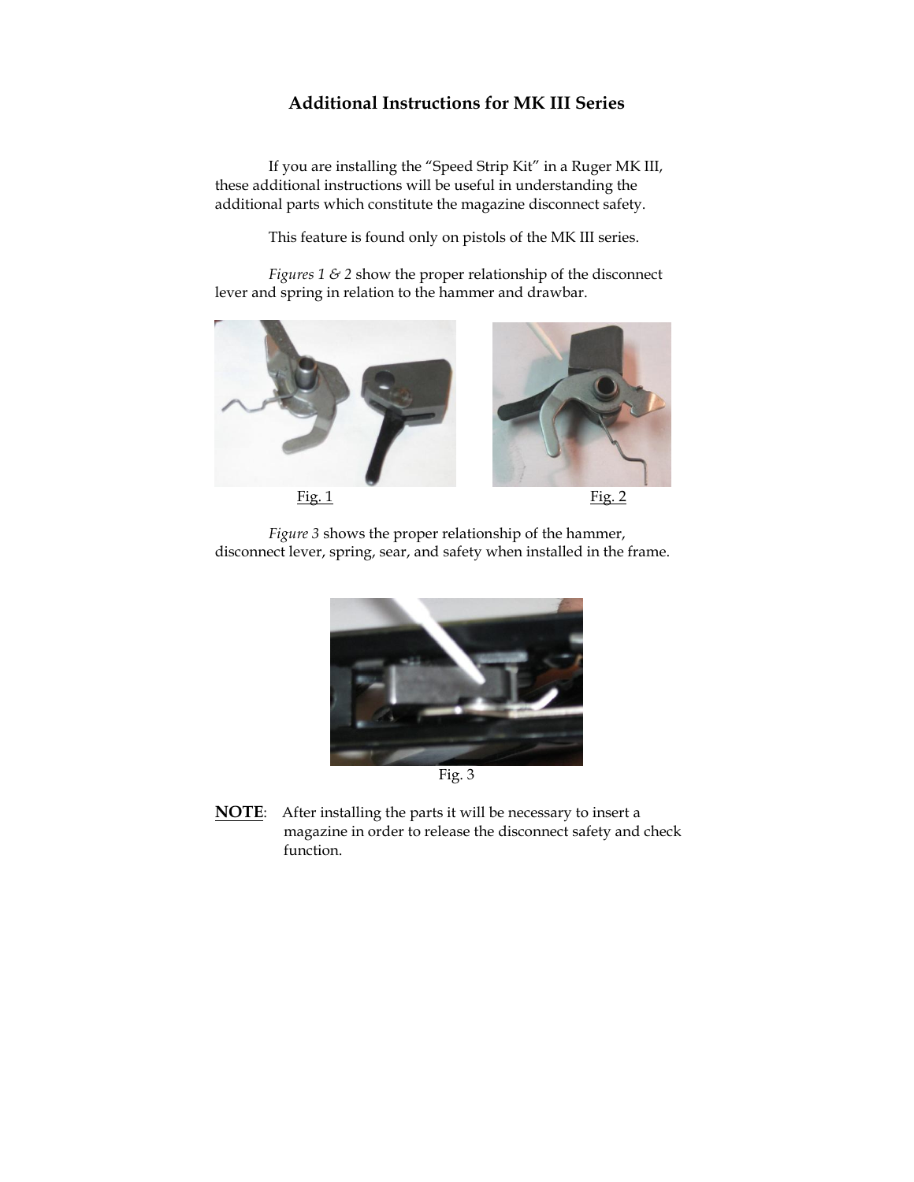## Additional Instructions for MK III Series

If you are installing the “Speed Strip Kit” in a Ruger MK III, these additional instructions will be useful in understanding the additional parts which constitute the magazine disconnect safety.

This feature is found only on pistols of the MK III series.

*Figures 1 & 2* show the proper relationship of the disconnect lever and spring in relation to the hammer and drawbar.

Fig. 1

Fig. 2

*Figure 3* shows the proper relationship of the hammer, disconnect lever, spring, sear, and safety when installed in the frame.

Fig. 3

**NOTE**: After installing the parts it will be necessary to insert a magazine in order to release the disconnect safety and check function.